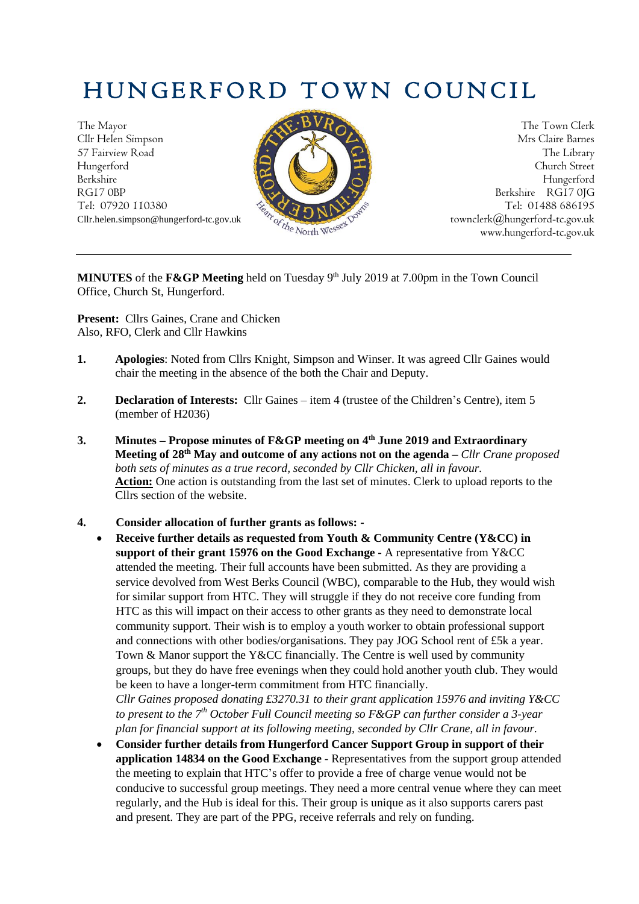# HUNGERFORD TOWN COUNCIL

The Mayor
Cllr Helen Simpson
57 Fairview Road
Hungerford
Berkshire
RG17 0BP
Tel: 07920 110380
Cllr.helen.simpson@hungerford-tc.gov.uk

The Town Clerk
Mrs Claire Barnes
The Library
Church Street
Hungerford
Berkshire RG17 0JG
Tel: 01488 686195
townclerk@hungerford-tc.gov.uk
www.hungerford-tc.gov.uk

---

**MINUTES** of the **F&GP Meeting** held on Tuesday 9th July 2019 at 7.00pm in the Town Council Office, Church St, Hungerford.

**Present:** Cllrs Gaines, Crane and Chicken
Also, RFO, Clerk and Cllr Hawkins

1. **Apologies**: Noted from Cllrs Knight, Simpson and Winser. It was agreed Cllr Gaines would chair the meeting in the absence of the both the Chair and Deputy.

2. **Declaration of Interests:** Cllr Gaines – item 4 (trustee of the Children's Centre), item 5 (member of H2036)

3. **Minutes – Propose minutes of F&GP meeting on 4th June 2019 and Extraordinary Meeting of 28th May and outcome of any actions not on the agenda –** *Cllr Crane proposed both sets of minutes as a true record, seconded by Cllr Chicken, all in favour.*
   **Action:** One action is outstanding from the last set of minutes. Clerk to upload reports to the Cllrs section of the website.

4. **Consider allocation of further grants as follows: -**
   - **Receive further details as requested from Youth & Community Centre (Y&CC) in support of their grant 15976 on the Good Exchange -** A representative from Y&CC attended the meeting. Their full accounts have been submitted. As they are providing a service devolved from West Berks Council (WBC), comparable to the Hub, they would wish for similar support from HTC. They will struggle if they do not receive core funding from HTC as this will impact on their access to other grants as they need to demonstrate local community support. Their wish is to employ a youth worker to obtain professional support and connections with other bodies/organisations. They pay JOG School rent of £5k a year. Town & Manor support the Y&CC financially. The Centre is well used by community groups, but they do have free evenings when they could hold another youth club. They would be keen to have a longer-term commitment from HTC financially.
     *Cllr Gaines proposed donating £3270.31 to their grant application 15976 and inviting Y&CC to present to the 7th October Full Council meeting so F&GP can further consider a 3-year plan for financial support at its following meeting, seconded by Cllr Crane, all in favour.*
   - **Consider further details from Hungerford Cancer Support Group in support of their application 14834 on the Good Exchange** - Representatives from the support group attended the meeting to explain that HTC's offer to provide a free of charge venue would not be conducive to successful group meetings. They need a more central venue where they can meet regularly, and the Hub is ideal for this. Their group is unique as it also supports carers past and present. They are part of the PPG, receive referrals and rely on funding.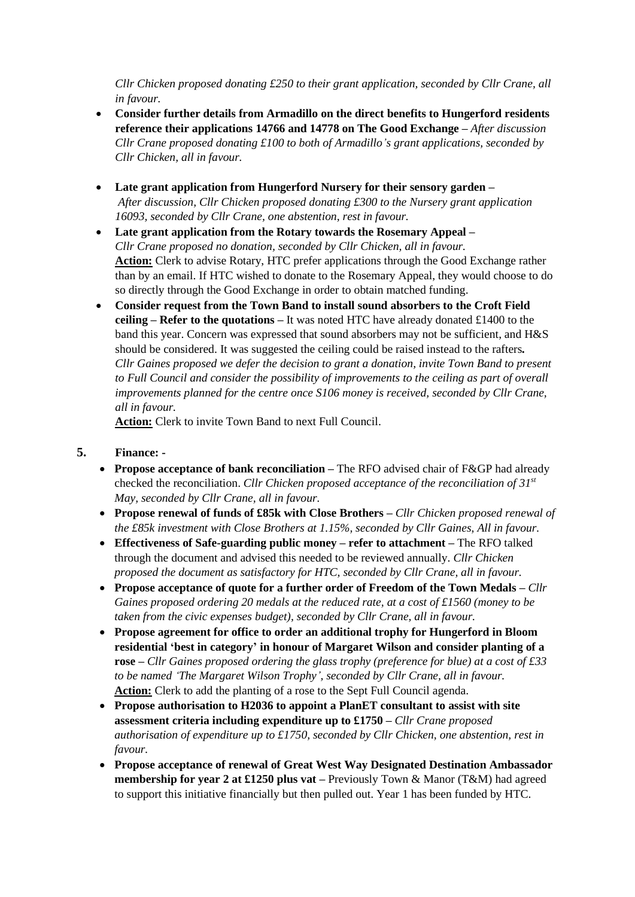*Cllr Chicken proposed donating £250 to their grant application, seconded by Cllr Crane, all in favour.*

- **Consider further details from Armadillo on the direct benefits to Hungerford residents reference their applications 14766 and 14778 on The Good Exchange –** *After discussion Cllr Crane proposed donating £100 to both of Armadillo's grant applications, seconded by Cllr Chicken, all in favour.*
- **Late grant application from Hungerford Nursery for their sensory garden –** *After discussion, Cllr Chicken proposed donating £300 to the Nursery grant application 16093, seconded by Cllr Crane, one abstention, rest in favour.*
- **Late grant application from the Rotary towards the Rosemary Appeal –** *Cllr Crane proposed no donation, seconded by Cllr Chicken, all in favour.*
  **Action:** Clerk to advise Rotary, HTC prefer applications through the Good Exchange rather than by an email. If HTC wished to donate to the Rosemary Appeal, they would choose to do so directly through the Good Exchange in order to obtain matched funding.
- **Consider request from the Town Band to install sound absorbers to the Croft Field ceiling – Refer to the quotations –** It was noted HTC have already donated £1400 to the band this year. Concern was expressed that sound absorbers may not be sufficient, and H&S should be considered. It was suggested the ceiling could be raised instead to the rafters**.** *Cllr Gaines proposed we defer the decision to grant a donation, invite Town Band to present to Full Council and consider the possibility of improvements to the ceiling as part of overall improvements planned for the centre once S106 money is received, seconded by Cllr Crane, all in favour.*
  **Action:** Clerk to invite Town Band to next Full Council.

**5. Finance: -**

- **Propose acceptance of bank reconciliation –** The RFO advised chair of F&GP had already checked the reconciliation. *Cllr Chicken proposed acceptance of the reconciliation of 31st May, seconded by Cllr Crane, all in favour.*
- **Propose renewal of funds of £85k with Close Brothers –** *Cllr Chicken proposed renewal of the £85k investment with Close Brothers at 1.15%, seconded by Cllr Gaines, All in favour.*
- **Effectiveness of Safe-guarding public money – refer to attachment –** The RFO talked through the document and advised this needed to be reviewed annually. *Cllr Chicken proposed the document as satisfactory for HTC, seconded by Cllr Crane, all in favour.*
- **Propose acceptance of quote for a further order of Freedom of the Town Medals –** *Cllr Gaines proposed ordering 20 medals at the reduced rate, at a cost of £1560 (money to be taken from the civic expenses budget), seconded by Cllr Crane, all in favour.*
- **Propose agreement for office to order an additional trophy for Hungerford in Bloom residential 'best in category' in honour of Margaret Wilson and consider planting of a rose –** *Cllr Gaines proposed ordering the glass trophy (preference for blue) at a cost of £33 to be named 'The Margaret Wilson Trophy', seconded by Cllr Crane, all in favour.*
  **Action:** Clerk to add the planting of a rose to the Sept Full Council agenda.
- **Propose authorisation to H2036 to appoint a PlanET consultant to assist with site assessment criteria including expenditure up to £1750 –** *Cllr Crane proposed authorisation of expenditure up to £1750, seconded by Cllr Chicken, one abstention, rest in favour.*
- **Propose acceptance of renewal of Great West Way Designated Destination Ambassador membership for year 2 at £1250 plus vat –** Previously Town & Manor (T&M) had agreed to support this initiative financially but then pulled out. Year 1 has been funded by HTC.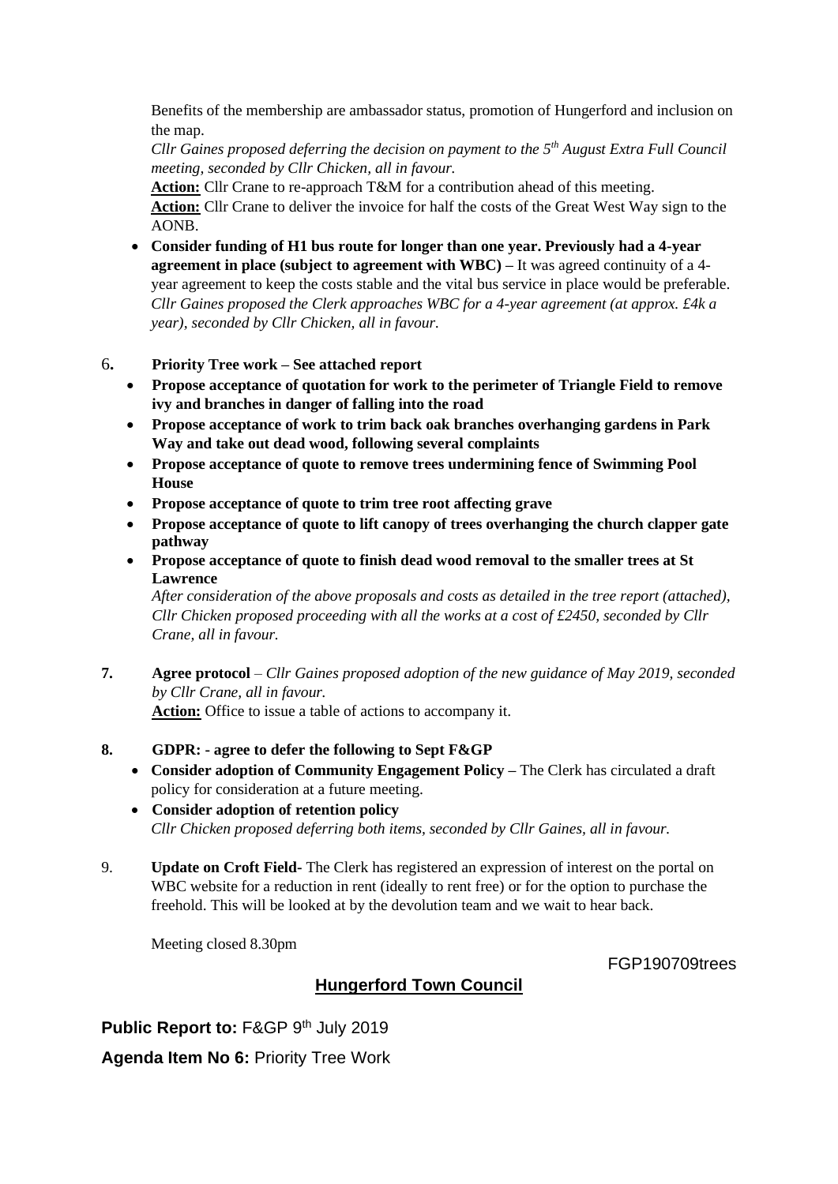Benefits of the membership are ambassador status, promotion of Hungerford and inclusion on the map.

*Cllr Gaines proposed deferring the decision on payment to the 5th August Extra Full Council meeting, seconded by Cllr Chicken, all in favour.*

**Action:** Cllr Crane to re-approach T&M for a contribution ahead of this meeting.

**Action:** Cllr Crane to deliver the invoice for half the costs of the Great West Way sign to the AONB.

- **Consider funding of H1 bus route for longer than one year. Previously had a 4-year agreement in place (subject to agreement with WBC) –** It was agreed continuity of a 4-year agreement to keep the costs stable and the vital bus service in place would be preferable. *Cllr Gaines proposed the Clerk approaches WBC for a 4-year agreement (at approx. £4k a year), seconded by Cllr Chicken, all in favour.*

6. **Priority Tree work – See attached report**
   - **Propose acceptance of quotation for work to the perimeter of Triangle Field to remove ivy and branches in danger of falling into the road**
   - **Propose acceptance of work to trim back oak branches overhanging gardens in Park Way and take out dead wood, following several complaints**
   - **Propose acceptance of quote to remove trees undermining fence of Swimming Pool House**
   - **Propose acceptance of quote to trim tree root affecting grave**
   - **Propose acceptance of quote to lift canopy of trees overhanging the church clapper gate pathway**
   - **Propose acceptance of quote to finish dead wood removal to the smaller trees at St Lawrence**

   *After consideration of the above proposals and costs as detailed in the tree report (attached), Cllr Chicken proposed proceeding with all the works at a cost of £2450, seconded by Cllr Crane, all in favour.*

7. **Agree protocol** – *Cllr Gaines proposed adoption of the new guidance of May 2019, seconded by Cllr Crane, all in favour.*

   **Action:** Office to issue a table of actions to accompany it.

8. **GDPR: - agree to defer the following to Sept F&GP**
   - **Consider adoption of Community Engagement Policy –** The Clerk has circulated a draft policy for consideration at a future meeting.
   - **Consider adoption of retention policy**

   *Cllr Chicken proposed deferring both items, seconded by Cllr Gaines, all in favour.*

9. **Update on Croft Field-** The Clerk has registered an expression of interest on the portal on WBC website for a reduction in rent (ideally to rent free) or for the option to purchase the freehold. This will be looked at by the devolution team and we wait to hear back.

Meeting closed 8.30pm

FGP190709trees

## Hungerford Town Council

**Public Report to:** F&GP 9th July 2019

**Agenda Item No 6:** Priority Tree Work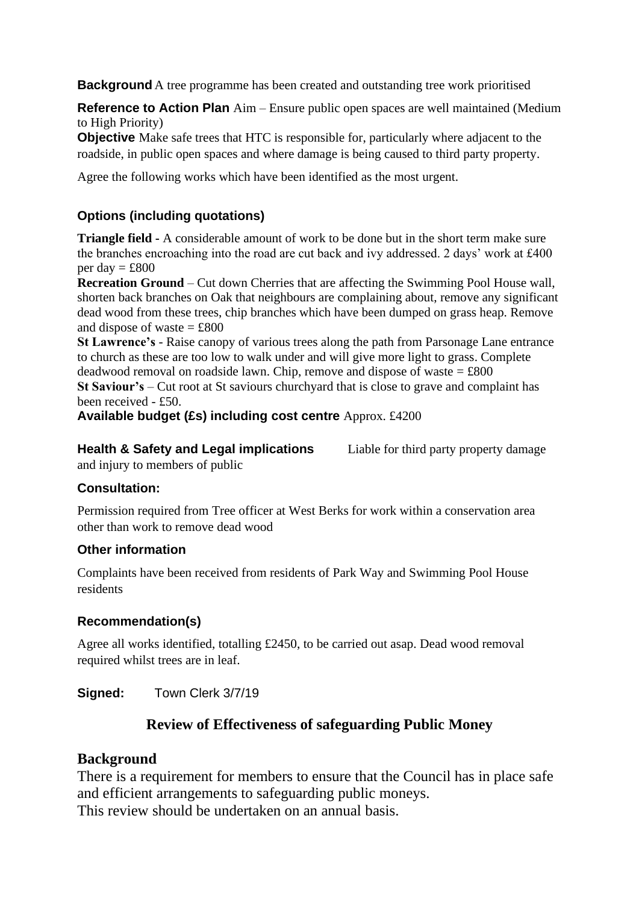**Background** A tree programme has been created and outstanding tree work prioritised

**Reference to Action Plan** Aim – Ensure public open spaces are well maintained (Medium to High Priority)

**Objective** Make safe trees that HTC is responsible for, particularly where adjacent to the roadside, in public open spaces and where damage is being caused to third party property.

Agree the following works which have been identified as the most urgent.

### Options (including quotations)

**Triangle field -** A considerable amount of work to be done but in the short term make sure the branches encroaching into the road are cut back and ivy addressed. 2 days' work at £400 per day = £800

**Recreation Ground** – Cut down Cherries that are affecting the Swimming Pool House wall, shorten back branches on Oak that neighbours are complaining about, remove any significant dead wood from these trees, chip branches which have been dumped on grass heap. Remove and dispose of waste = £800

**St Lawrence's** - Raise canopy of various trees along the path from Parsonage Lane entrance to church as these are too low to walk under and will give more light to grass. Complete deadwood removal on roadside lawn. Chip, remove and dispose of waste = £800

**St Saviour's** – Cut root at St saviours churchyard that is close to grave and complaint has been received - £50.

**Available budget (£s) including cost centre** Approx. £4200

**Health & Safety and Legal implications** Liable for third party property damage and injury to members of public

### Consultation:

Permission required from Tree officer at West Berks for work within a conservation area other than work to remove dead wood

### Other information

Complaints have been received from residents of Park Way and Swimming Pool House residents

### Recommendation(s)

Agree all works identified, totalling £2450, to be carried out asap. Dead wood removal required whilst trees are in leaf.

**Signed:** Town Clerk 3/7/19

## Review of Effectiveness of safeguarding Public Money

### Background

There is a requirement for members to ensure that the Council has in place safe and efficient arrangements to safeguarding public moneys.
This review should be undertaken on an annual basis.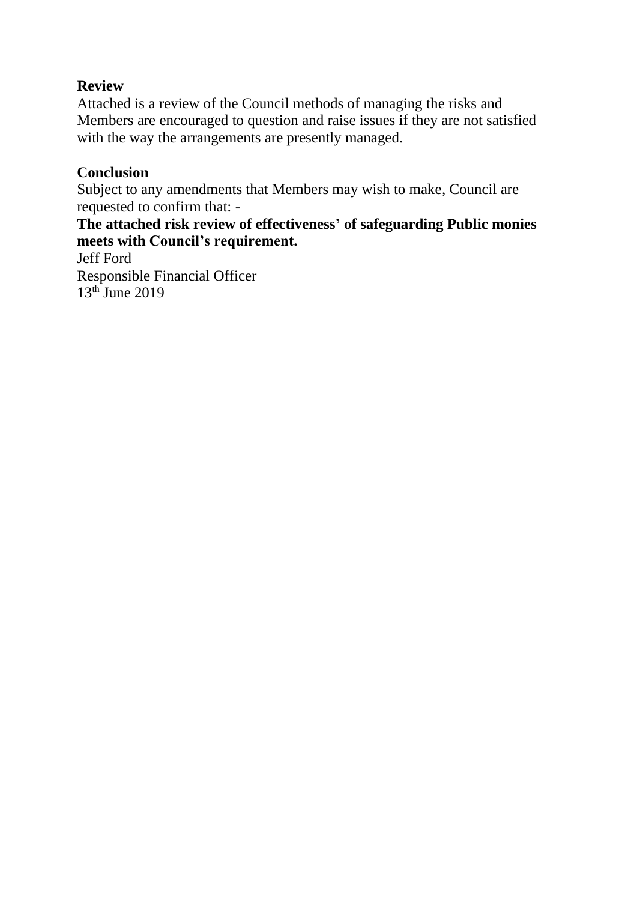**Review**
Attached is a review of the Council methods of managing the risks and Members are encouraged to question and raise issues if they are not satisfied with the way the arrangements are presently managed.

**Conclusion**
Subject to any amendments that Members may wish to make, Council are requested to confirm that: -
**The attached risk review of effectiveness' of safeguarding Public monies meets with Council's requirement.**
Jeff Ford
Responsible Financial Officer
13th June 2019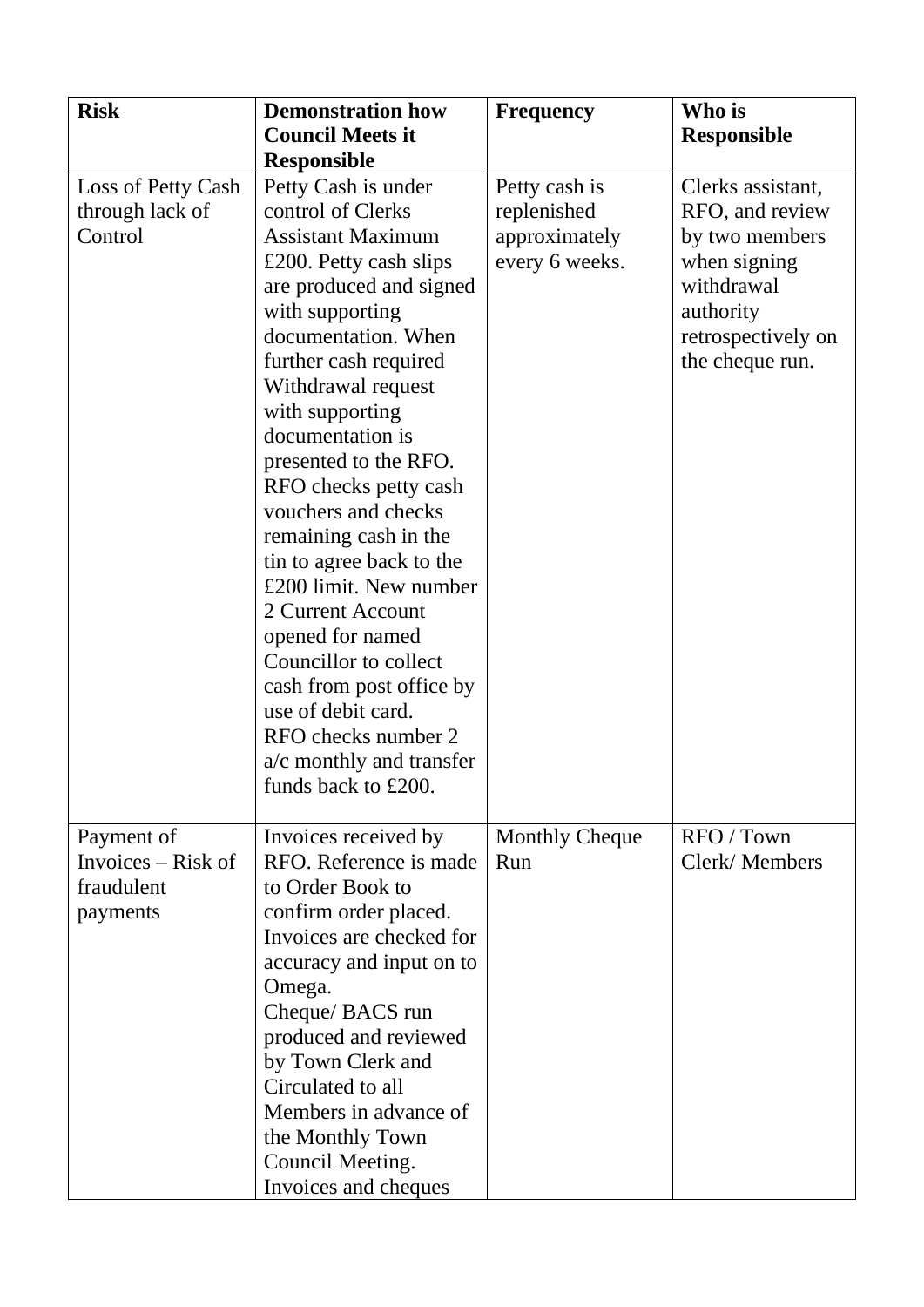| Risk | Demonstration how Council Meets it Responsible | Frequency | Who is Responsible |
|---|---|---|---|
| Loss of Petty Cash through lack of Control | Petty Cash is under control of Clerks Assistant Maximum £200. Petty cash slips are produced and signed with supporting documentation. When further cash required Withdrawal request with supporting documentation is presented to the RFO. RFO checks petty cash vouchers and checks remaining cash in the tin to agree back to the £200 limit. New number 2 Current Account opened for named Councillor to collect cash from post office by use of debit card. RFO checks number 2 a/c monthly and transfer funds back to £200. | Petty cash is replenished approximately every 6 weeks. | Clerks assistant, RFO, and review by two members when signing withdrawal authority retrospectively on the cheque run. |
| Payment of Invoices – Risk of fraudulent payments | Invoices received by RFO. Reference is made to Order Book to confirm order placed. Invoices are checked for accuracy and input on to Omega. Cheque/ BACS run produced and reviewed by Town Clerk and Circulated to all Members in advance of the Monthly Town Council Meeting. Invoices and cheques | Monthly Cheque Run | RFO / Town Clerk/ Members |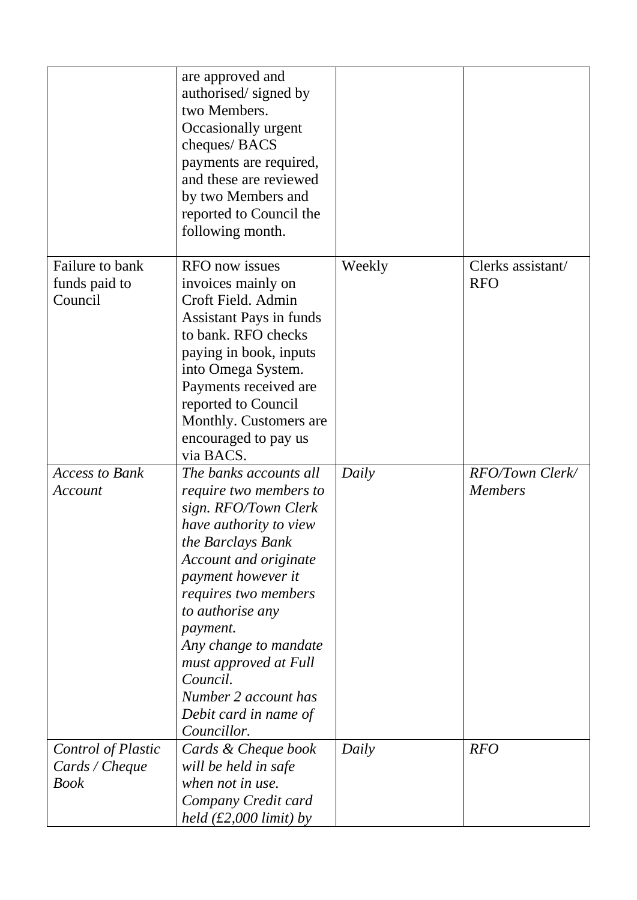| | | | |
|---|---|---|---|
| | are approved and authorised/ signed by two Members. Occasionally urgent cheques/ BACS payments are required, and these are reviewed by two Members and reported to Council the following month. | | |
| Failure to bank funds paid to Council | RFO now issues invoices mainly on Croft Field. Admin Assistant Pays in funds to bank. RFO checks paying in book, inputs into Omega System. Payments received are reported to Council Monthly. Customers are encouraged to pay us via BACS. | Weekly | Clerks assistant/ RFO |
| *Access to Bank Account* | *The banks accounts all require two members to sign. RFO/Town Clerk have authority to view the Barclays Bank Account and originate payment however it requires two members to authorise any payment.*<br>*Any change to mandate must approved at Full Council.*<br>*Number 2 account has Debit card in name of Councillor.* | *Daily* | *RFO/Town Clerk/ Members* |
| *Control of Plastic Cards / Cheque Book* | *Cards & Cheque book will be held in safe when not in use. Company Credit card held (£2,000 limit) by* | *Daily* | *RFO* |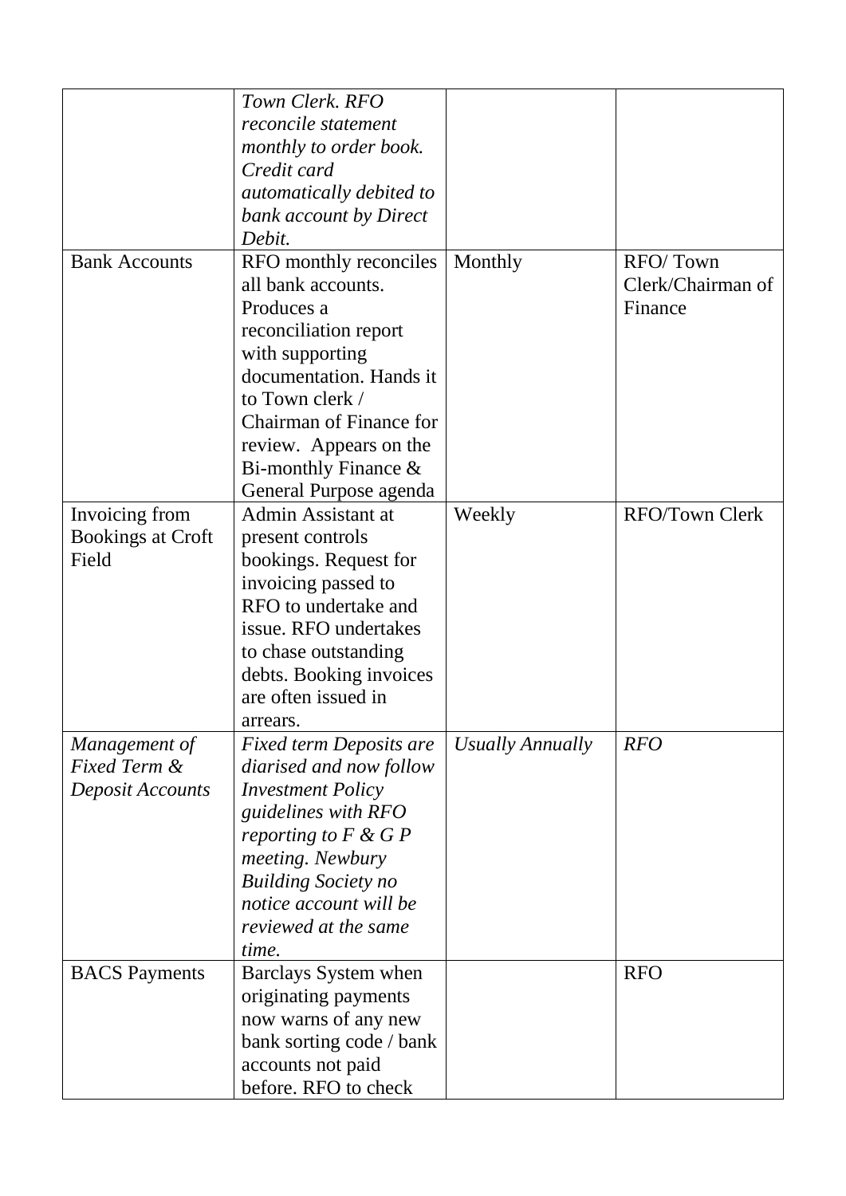| | | | |
|---|---|---|---|
| | *Town Clerk. RFO reconcile statement monthly to order book. Credit card automatically debited to bank account by Direct Debit.* | | |
| Bank Accounts | RFO monthly reconciles all bank accounts. Produces a reconciliation report with supporting documentation. Hands it to Town clerk / Chairman of Finance for review. Appears on the Bi-monthly Finance & General Purpose agenda | Monthly | RFO/ Town Clerk/Chairman of Finance |
| Invoicing from Bookings at Croft Field | Admin Assistant at present controls bookings. Request for invoicing passed to RFO to undertake and issue. RFO undertakes to chase outstanding debts. Booking invoices are often issued in arrears. | Weekly | RFO/Town Clerk |
| *Management of Fixed Term & Deposit Accounts* | *Fixed term Deposits are diarised and now follow Investment Policy guidelines with RFO reporting to F & G P meeting. Newbury Building Society no notice account will be reviewed at the same time.* | *Usually Annually* | *RFO* |
| BACS Payments | Barclays System when originating payments now warns of any new bank sorting code / bank accounts not paid before. RFO to check | | RFO |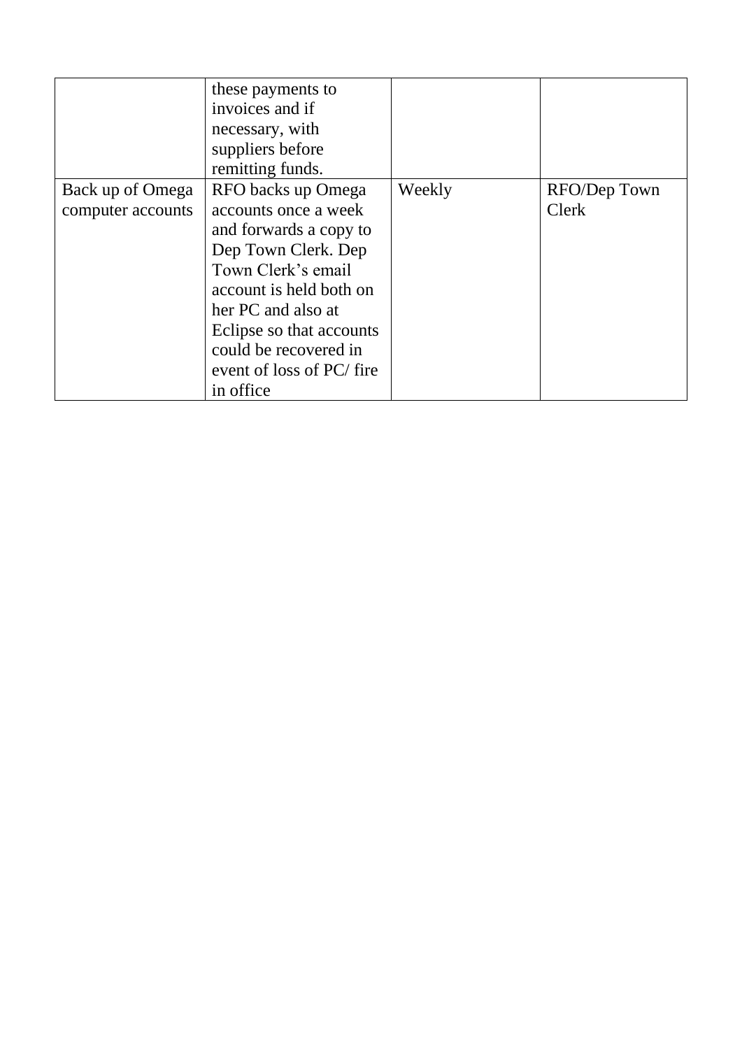| | | | |
|---|---|---|---|
| | these payments to invoices and if necessary, with suppliers before remitting funds. | | |
| Back up of Omega computer accounts | RFO backs up Omega accounts once a week and forwards a copy to Dep Town Clerk. Dep Town Clerk's email account is held both on her PC and also at Eclipse so that accounts could be recovered in event of loss of PC/ fire in office | Weekly | RFO/Dep Town Clerk |